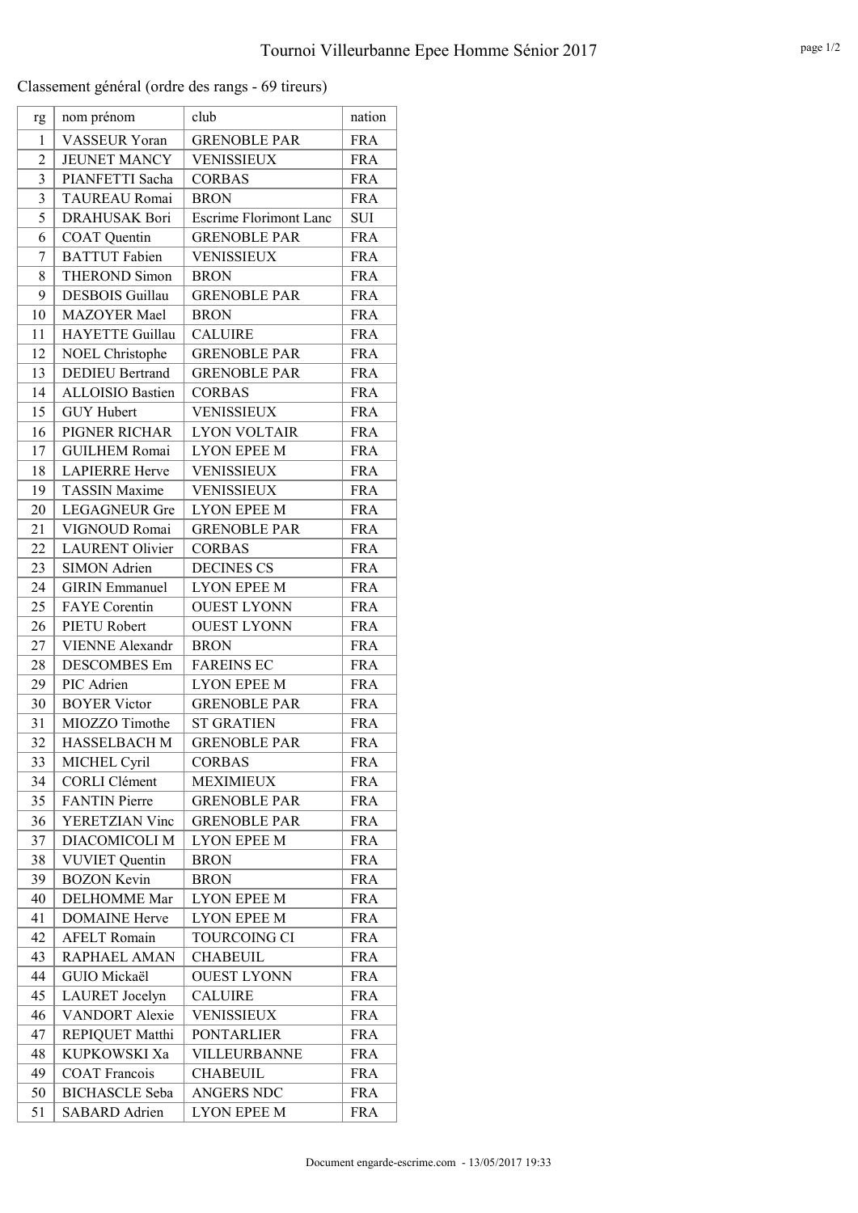# Tournoi Villeurbanne Epee Homme Sénior 2017

Classement général (ordre des rangs - 69 tireurs)

| rg | nom prénom | club | nation |
|---|---|---|---|
| 1 | VASSEUR Yoran | GRENOBLE PAR | FRA |
| 2 | JEUNET MANCY | VENISSIEUX | FRA |
| 3 | PIANFETTI Sacha | CORBAS | FRA |
| 3 | TAUREAU Romai | BRON | FRA |
| 5 | DRAHUSAK Bori | Escrime Florimont Lanc | SUI |
| 6 | COAT Quentin | GRENOBLE PAR | FRA |
| 7 | BATTUT Fabien | VENISSIEUX | FRA |
| 8 | THEROND Simon | BRON | FRA |
| 9 | DESBOIS Guillau | GRENOBLE PAR | FRA |
| 10 | MAZOYER Mael | BRON | FRA |
| 11 | HAYETTE Guillau | CALUIRE | FRA |
| 12 | NOEL Christophe | GRENOBLE PAR | FRA |
| 13 | DEDIEU Bertrand | GRENOBLE PAR | FRA |
| 14 | ALLOISIO Bastien | CORBAS | FRA |
| 15 | GUY Hubert | VENISSIEUX | FRA |
| 16 | PIGNER RICHAR | LYON VOLTAIR | FRA |
| 17 | GUILHEM Romai | LYON EPEE M | FRA |
| 18 | LAPIERRE Herve | VENISSIEUX | FRA |
| 19 | TASSIN Maxime | VENISSIEUX | FRA |
| 20 | LEGAGNEUR Gre | LYON EPEE M | FRA |
| 21 | VIGNOUD Romai | GRENOBLE PAR | FRA |
| 22 | LAURENT Olivier | CORBAS | FRA |
| 23 | SIMON Adrien | DECINES CS | FRA |
| 24 | GIRIN Emmanuel | LYON EPEE M | FRA |
| 25 | FAYE Corentin | OUEST LYONN | FRA |
| 26 | PIETU Robert | OUEST LYONN | FRA |
| 27 | VIENNE Alexandr | BRON | FRA |
| 28 | DESCOMBES Em | FAREINS EC | FRA |
| 29 | PIC Adrien | LYON EPEE M | FRA |
| 30 | BOYER Victor | GRENOBLE PAR | FRA |
| 31 | MIOZZO Timothe | ST GRATIEN | FRA |
| 32 | HASSELBACH M | GRENOBLE PAR | FRA |
| 33 | MICHEL Cyril | CORBAS | FRA |
| 34 | CORLI Clément | MEXIMIEUX | FRA |
| 35 | FANTIN Pierre | GRENOBLE PAR | FRA |
| 36 | YERETZIAN Vinc | GRENOBLE PAR | FRA |
| 37 | DIACOMICOLI M | LYON EPEE M | FRA |
| 38 | VUVIET Quentin | BRON | FRA |
| 39 | BOZON Kevin | BRON | FRA |
| 40 | DELHOMME Mar | LYON EPEE M | FRA |
| 41 | DOMAINE Herve | LYON EPEE M | FRA |
| 42 | AFELT Romain | TOURCOING CI | FRA |
| 43 | RAPHAEL AMAN | CHABEUIL | FRA |
| 44 | GUIO Mickaël | OUEST LYONN | FRA |
| 45 | LAURET Jocelyn | CALUIRE | FRA |
| 46 | VANDORT Alexie | VENISSIEUX | FRA |
| 47 | REPIQUET Matthi | PONTARLIER | FRA |
| 48 | KUPKOWSKI Xa | VILLEURBANNE | FRA |
| 49 | COAT Francois | CHABEUIL | FRA |
| 50 | BICHASCLE Seba | ANGERS NDC | FRA |
| 51 | SABARD Adrien | LYON EPEE M | FRA |

Document engarde-escrime.com - 13/05/2017 19:33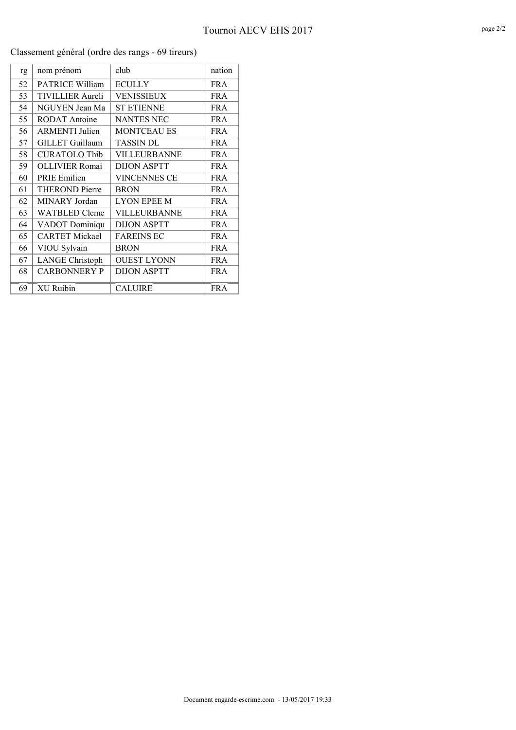Classement général (ordre des rangs - 69 tireurs)

| rg | nom prénom | club | nation |
|---|---|---|---|
| 52 | PATRICE William | ECULLY | FRA |
| 53 | TIVILLIER Aureli | VENISSIEUX | FRA |
| 54 | NGUYEN Jean Ma | ST ETIENNE | FRA |
| 55 | RODAT Antoine | NANTES NEC | FRA |
| 56 | ARMENTI Julien | MONTCEAU ES | FRA |
| 57 | GILLET Guillaum | TASSIN DL | FRA |
| 58 | CURATOLO Thib | VILLEURBANNE | FRA |
| 59 | OLLIVIER Romai | DIJON ASPTT | FRA |
| 60 | PRIE Emilien | VINCENNES CE | FRA |
| 61 | THEROND Pierre | BRON | FRA |
| 62 | MINARY Jordan | LYON EPEE M | FRA |
| 63 | WATBLED Cleme | VILLEURBANNE | FRA |
| 64 | VADOT Dominiqu | DIJON ASPTT | FRA |
| 65 | CARTET Mickael | FAREINS EC | FRA |
| 66 | VIOU Sylvain | BRON | FRA |
| 67 | LANGE Christoph | OUEST LYONN | FRA |
| 68 | CARBONNERY P | DIJON ASPTT | FRA |
| 69 | XU Ruibin | CALUIRE | FRA |